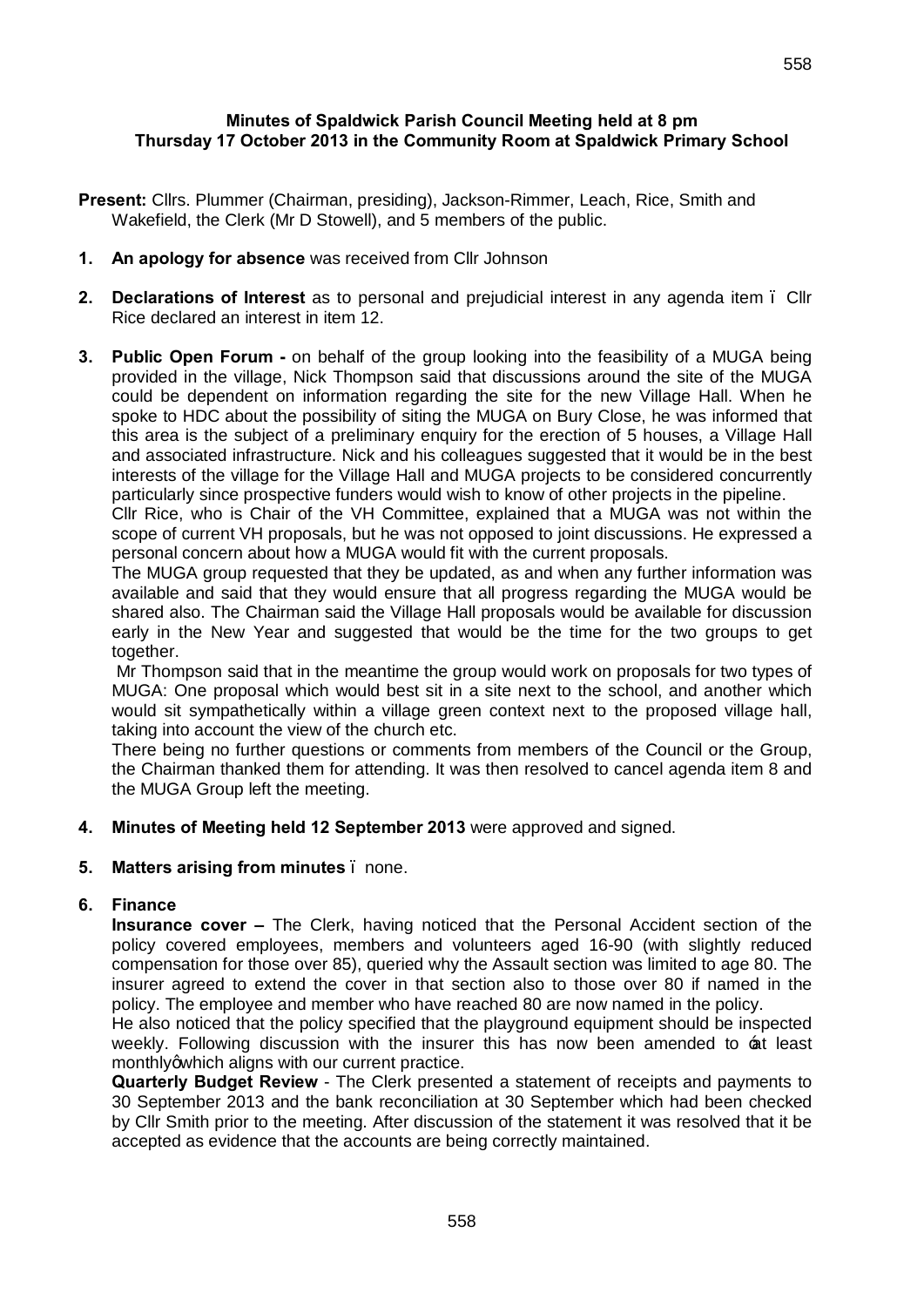**Minutes of Spaldwick Parish Council Meeting held at 8 pm**
**Thursday 17 October 2013 in the Community Room at Spaldwick Primary School**

**Present:** Cllrs. Plummer (Chairman, presiding), Jackson-Rimmer, Leach, Rice, Smith and Wakefield, the Clerk (Mr D Stowell), and 5 members of the public.

1. **An apology for absence** was received from Cllr Johnson

2. **Declarations of Interest** as to personal and prejudicial interest in any agenda item – Cllr Rice declared an interest in item 12.

3. **Public Open Forum -** on behalf of the group looking into the feasibility of a MUGA being provided in the village, Nick Thompson said that discussions around the site of the MUGA could be dependent on information regarding the site for the new Village Hall. When he spoke to HDC about the possibility of siting the MUGA on Bury Close, he was informed that this area is the subject of a preliminary enquiry for the erection of 5 houses, a Village Hall and associated infrastructure. Nick and his colleagues suggested that it would be in the best interests of the village for the Village Hall and MUGA projects to be considered concurrently particularly since prospective funders would wish to know of other projects in the pipeline.
   Cllr Rice, who is Chair of the VH Committee, explained that a MUGA was not within the scope of current VH proposals, but he was not opposed to joint discussions. He expressed a personal concern about how a MUGA would fit with the current proposals.
   The MUGA group requested that they be updated, as and when any further information was available and said that they would ensure that all progress regarding the MUGA would be shared also. The Chairman said the Village Hall proposals would be available for discussion early in the New Year and suggested that would be the time for the two groups to get together.
   Mr Thompson said that in the meantime the group would work on proposals for two types of MUGA: One proposal which would best sit in a site next to the school, and another which would sit sympathetically within a village green context next to the proposed village hall, taking into account the view of the church etc.
   There being no further questions or comments from members of the Council or the Group, the Chairman thanked them for attending. It was then resolved to cancel agenda item 8 and the MUGA Group left the meeting.

4. **Minutes of Meeting held 12 September 2013** were approved and signed.

5. **Matters arising from minutes** – none.

6. **Finance**
   **Insurance cover –** The Clerk, having noticed that the Personal Accident section of the policy covered employees, members and volunteers aged 16-90 (with slightly reduced compensation for those over 85), queried why the Assault section was limited to age 80. The insurer agreed to extend the cover in that section also to those over 80 if named in the policy. The employee and member who have reached 80 are now named in the policy.
   He also noticed that the policy specified that the playground equipment should be inspected weekly. Following discussion with the insurer this has now been amended to 'at least monthly' which aligns with our current practice.
   **Quarterly Budget Review** - The Clerk presented a statement of receipts and payments to 30 September 2013 and the bank reconciliation at 30 September which had been checked by Cllr Smith prior to the meeting. After discussion of the statement it was resolved that it be accepted as evidence that the accounts are being correctly maintained.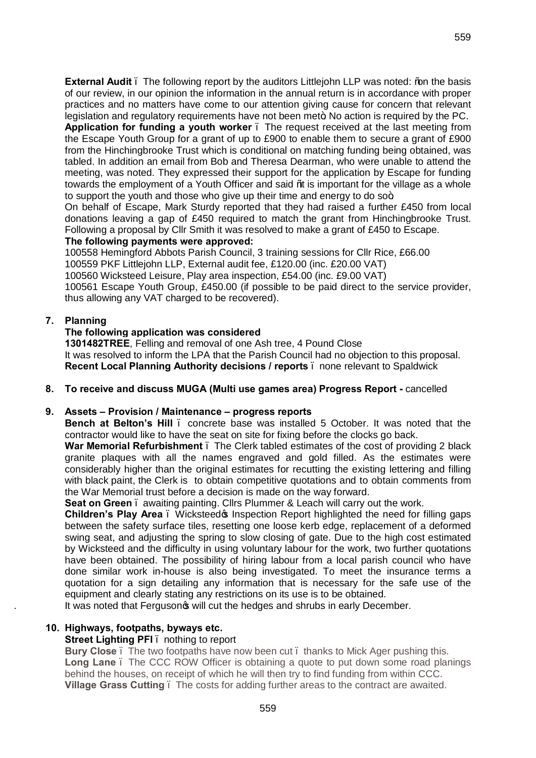**External Audit** – The following report by the auditors Littlejohn LLP was noted: "on the basis of our review, in our opinion the information in the annual return is in accordance with proper practices and no matters have come to our attention giving cause for concern that relevant legislation and regulatory requirements have not been met". No action is required by the PC.

**Application for funding a youth worker** – The request received at the last meeting from the Escape Youth Group for a grant of up to £900 to enable them to secure a grant of £900 from the Hinchingbrooke Trust which is conditional on matching funding being obtained, was tabled. In addition an email from Bob and Theresa Dearman, who were unable to attend the meeting, was noted. They expressed their support for the application by Escape for funding towards the employment of a Youth Officer and said "it is important for the village as a whole to support the youth and those who give up their time and energy to do so".

On behalf of Escape, Mark Sturdy reported that they had raised a further £450 from local donations leaving a gap of £450 required to match the grant from Hinchingbrooke Trust. Following a proposal by Cllr Smith it was resolved to make a grant of £450 to Escape.

**The following payments were approved:**

100558 Hemingford Abbots Parish Council, 3 training sessions for Cllr Rice, £66.00
100559 PKF Littlejohn LLP, External audit fee, £120.00 (inc. £20.00 VAT)
100560 Wicksteed Leisure, Play area inspection, £54.00 (inc. £9.00 VAT)
100561 Escape Youth Group, £450.00 (if possible to be paid direct to the service provider, thus allowing any VAT charged to be recovered).

**7. Planning**

**The following application was considered**

**1301482TREE**, Felling and removal of one Ash tree, 4 Pound Close
It was resolved to inform the LPA that the Parish Council had no objection to this proposal.
**Recent Local Planning Authority decisions / reports** – none relevant to Spaldwick

**8. To receive and discuss MUGA (Multi use games area) Progress Report -** cancelled

**9. Assets – Provision / Maintenance – progress reports**

**Bench at Belton's Hill** – concrete base was installed 5 October. It was noted that the contractor would like to have the seat on site for fixing before the clocks go back.

**War Memorial Refurbishment** – The Clerk tabled estimates of the cost of providing 2 black granite plaques with all the names engraved and gold filled. As the estimates were considerably higher than the original estimates for recutting the existing lettering and filling with black paint, the Clerk is to obtain competitive quotations and to obtain comments from the War Memorial trust before a decision is made on the way forward.

**Seat on Green** – awaiting painting. Cllrs Plummer & Leach will carry out the work.

**Children's Play Area** – Wicksteed's Inspection Report highlighted the need for filling gaps between the safety surface tiles, resetting one loose kerb edge, replacement of a deformed swing seat, and adjusting the spring to slow closing of gate. Due to the high cost estimated by Wicksteed and the difficulty in using voluntary labour for the work, two further quotations have been obtained. The possibility of hiring labour from a local parish council who have done similar work in-house is also being investigated. To meet the insurance terms a quotation for a sign detailing any information that is necessary for the safe use of the equipment and clearly stating any restrictions on its use is to be obtained.

It was noted that Ferguson's will cut the hedges and shrubs in early December.

**10. Highways, footpaths, byways etc.**

**Street Lighting PFI** – nothing to report

**Bury Close** – The two footpaths have now been cut – thanks to Mick Ager pushing this.

**Long Lane** – The CCC ROW Officer is obtaining a quote to put down some road planings behind the houses, on receipt of which he will then try to find funding from within CCC.

**Village Grass Cutting** – The costs for adding further areas to the contract are awaited.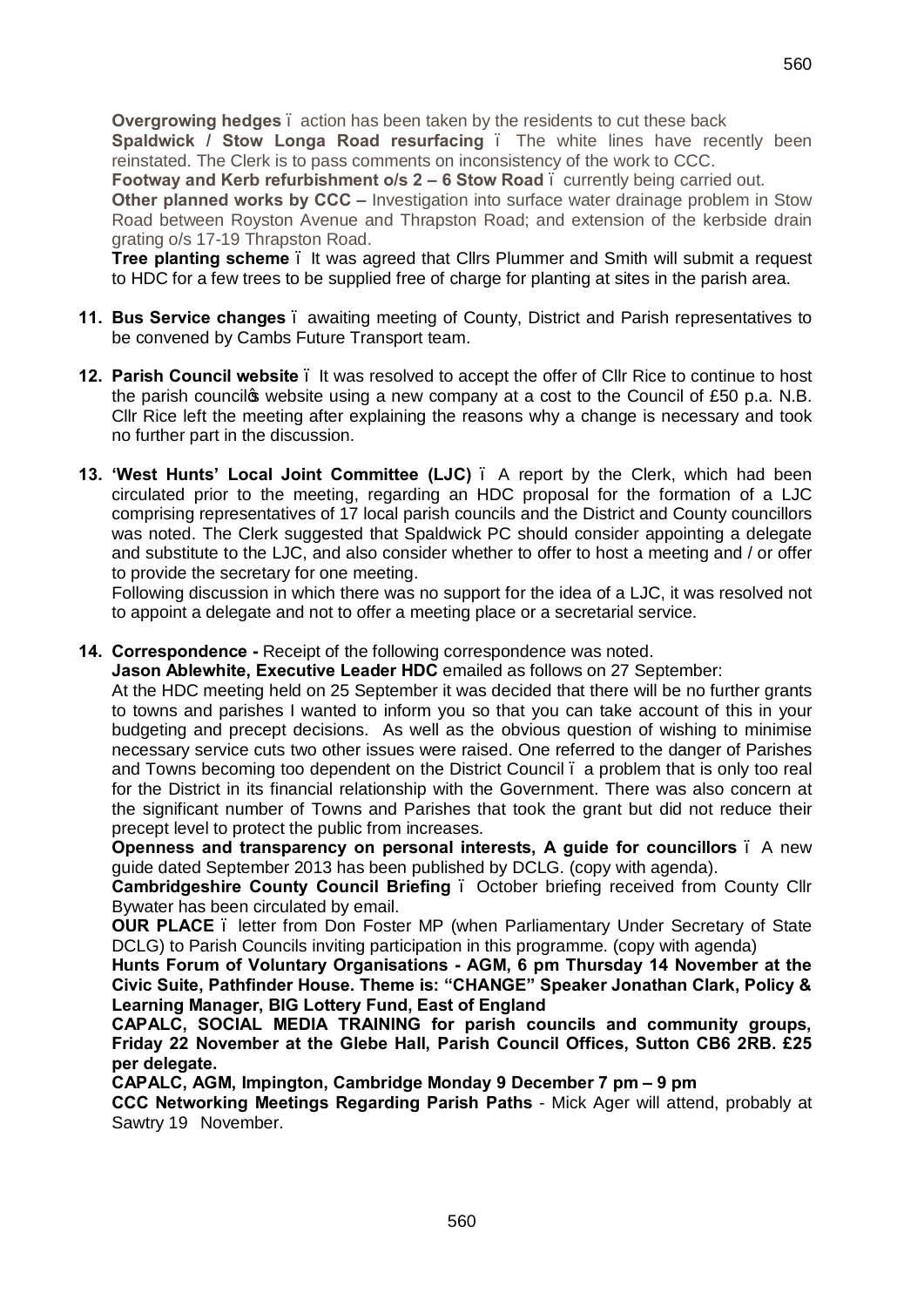**Overgrowing hedges** – action has been taken by the residents to cut these back

**Spaldwick / Stow Longa Road resurfacing** – The white lines have recently been reinstated. The Clerk is to pass comments on inconsistency of the work to CCC.

**Footway and Kerb refurbishment o/s 2 – 6 Stow Road** – currently being carried out.

**Other planned works by CCC –** Investigation into surface water drainage problem in Stow Road between Royston Avenue and Thrapston Road; and extension of the kerbside drain grating o/s 17-19 Thrapston Road.

**Tree planting scheme** – It was agreed that Cllrs Plummer and Smith will submit a request to HDC for a few trees to be supplied free of charge for planting at sites in the parish area.

11. **Bus Service changes** – awaiting meeting of County, District and Parish representatives to be convened by Cambs Future Transport team.

12. **Parish Council website** – It was resolved to accept the offer of Cllr Rice to continue to host the parish council's website using a new company at a cost to the Council of £50 p.a. N.B. Cllr Rice left the meeting after explaining the reasons why a change is necessary and took no further part in the discussion.

13. **'West Hunts' Local Joint Committee (LJC)** – A report by the Clerk, which had been circulated prior to the meeting, regarding an HDC proposal for the formation of a LJC comprising representatives of 17 local parish councils and the District and County councillors was noted. The Clerk suggested that Spaldwick PC should consider appointing a delegate and substitute to the LJC, and also consider whether to offer to host a meeting and / or offer to provide the secretary for one meeting.

    Following discussion in which there was no support for the idea of a LJC, it was resolved not to appoint a delegate and not to offer a meeting place or a secretarial service.

14. **Correspondence -** Receipt of the following correspondence was noted.

    **Jason Ablewhite, Executive Leader HDC** emailed as follows on 27 September:

    At the HDC meeting held on 25 September it was decided that there will be no further grants to towns and parishes I wanted to inform you so that you can take account of this in your budgeting and precept decisions. As well as the obvious question of wishing to minimise necessary service cuts two other issues were raised. One referred to the danger of Parishes and Towns becoming too dependent on the District Council – a problem that is only too real for the District in its financial relationship with the Government. There was also concern at the significant number of Towns and Parishes that took the grant but did not reduce their precept level to protect the public from increases.

    **Openness and transparency on personal interests, A guide for councillors** – A new guide dated September 2013 has been published by DCLG. (copy with agenda).

    **Cambridgeshire County Council Briefing** – October briefing received from County Cllr Bywater has been circulated by email.

    **OUR PLACE** – letter from Don Foster MP (when Parliamentary Under Secretary of State DCLG) to Parish Councils inviting participation in this programme. (copy with agenda)

    **Hunts Forum of Voluntary Organisations - AGM, 6 pm Thursday 14 November at the Civic Suite, Pathfinder House. Theme is: "CHANGE" Speaker Jonathan Clark, Policy & Learning Manager, BIG Lottery Fund, East of England**

    **CAPALC, SOCIAL MEDIA TRAINING for parish councils and community groups, Friday 22 November at the Glebe Hall, Parish Council Offices, Sutton CB6 2RB. £25 per delegate.**

    **CAPALC, AGM, Impington, Cambridge Monday 9 December 7 pm – 9 pm**

    **CCC Networking Meetings Regarding Parish Paths** - Mick Ager will attend, probably at Sawtry 19 November.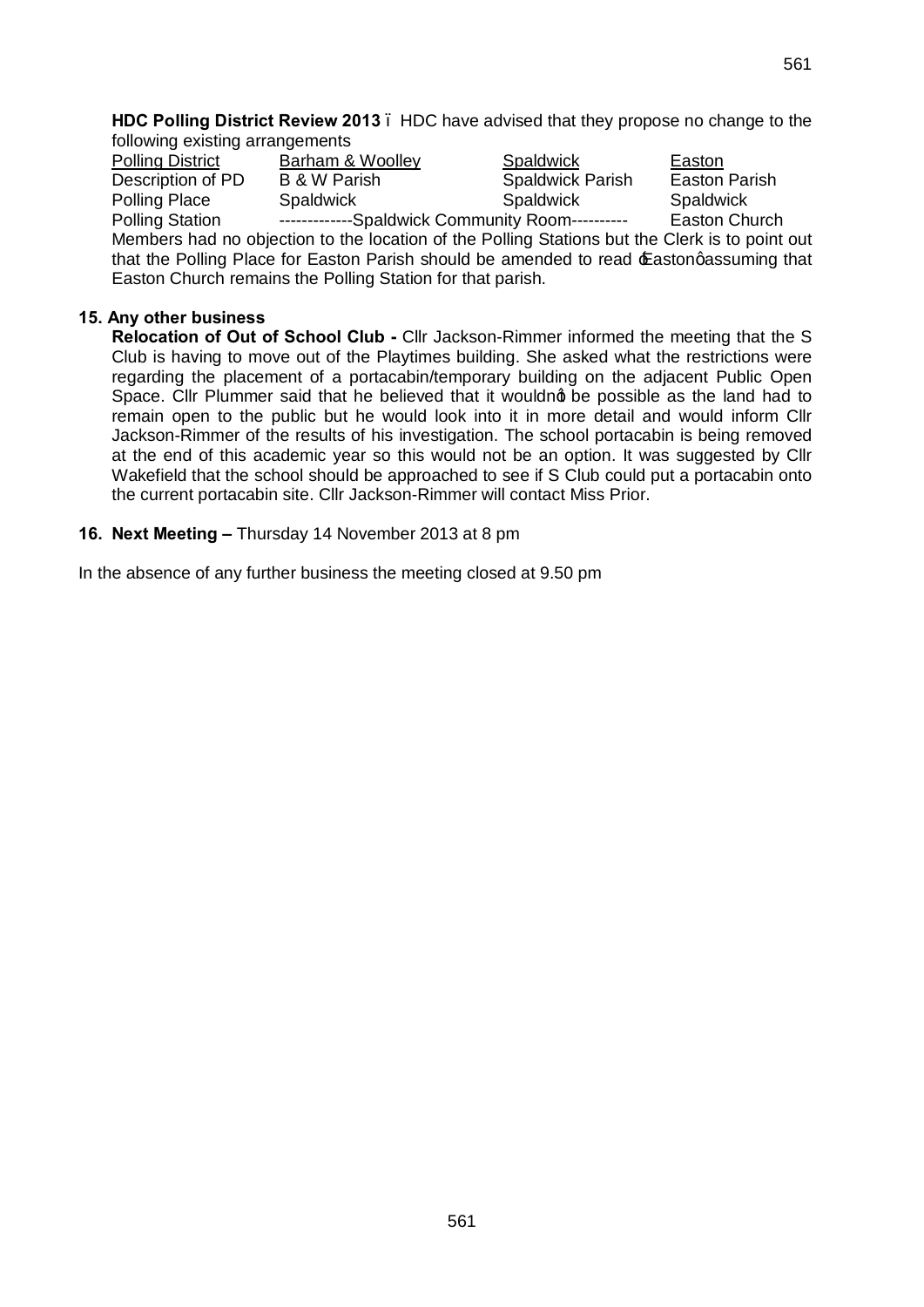**HDC Polling District Review 2013** – HDC have advised that they propose no change to the following existing arrangements

| | | | |
|---|---|---|---|
| Polling District | Barham & Woolley | Spaldwick | Easton |
| Description of PD | B & W Parish | Spaldwick Parish | Easton Parish |
| Polling Place | Spaldwick | Spaldwick | Spaldwick |
| Polling Station | -------------Spaldwick Community Room---------- | | Easton Church |

Members had no objection to the location of the Polling Stations but the Clerk is to point out that the Polling Place for Easton Parish should be amended to read 'Easton' assuming that Easton Church remains the Polling Station for that parish.

**15. Any other business**

**Relocation of Out of School Club -** Cllr Jackson-Rimmer informed the meeting that the S Club is having to move out of the Playtimes building. She asked what the restrictions were regarding the placement of a portacabin/temporary building on the adjacent Public Open Space. Cllr Plummer said that he believed that it wouldn't be possible as the land had to remain open to the public but he would look into it in more detail and would inform Cllr Jackson-Rimmer of the results of his investigation. The school portacabin is being removed at the end of this academic year so this would not be an option. It was suggested by Cllr Wakefield that the school should be approached to see if S Club could put a portacabin onto the current portacabin site. Cllr Jackson-Rimmer will contact Miss Prior.

**16. Next Meeting –** Thursday 14 November 2013 at 8 pm

In the absence of any further business the meeting closed at 9.50 pm